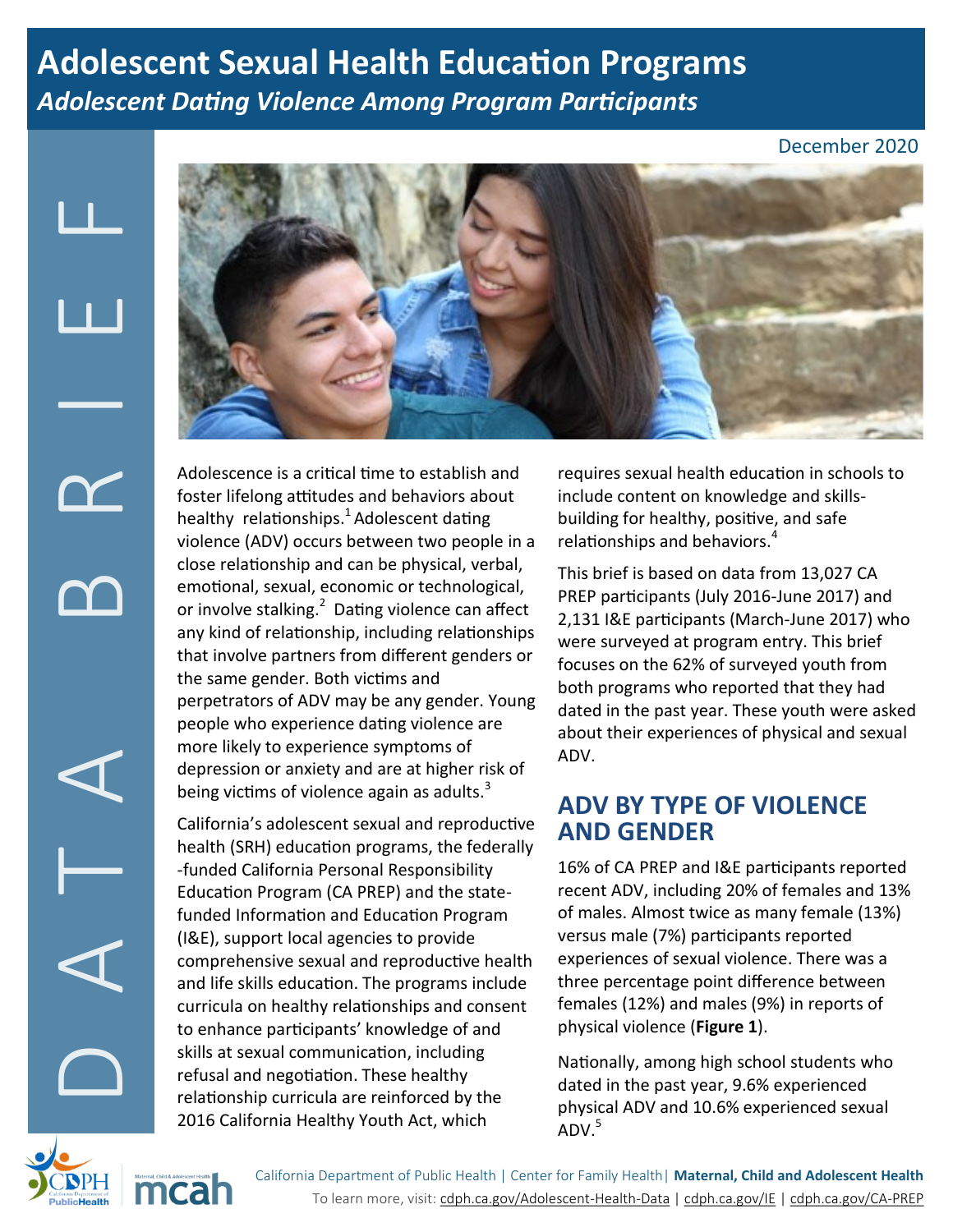# Adolescent Sexual Health Education Programs

## *Adolescent Dating Violence Among Program Participants*

December 2020

DATA BRIEF

Adolescence is a critical time to establish and foster lifelong attitudes and behaviors about healthy relationships.[1] Adolescent dating violence (ADV) occurs between two people in a close relationship and can be physical, verbal, emotional, sexual, economic or technological, or involve stalking.[2] Dating violence can affect any kind of relationship, including relationships that involve partners from different genders or the same gender. Both victims and perpetrators of ADV may be any gender. Young people who experience dating violence are more likely to experience symptoms of depression or anxiety and are at higher risk of being victims of violence again as adults.[3]

California's adolescent sexual and reproductive health (SRH) education programs, the federally-funded California Personal Responsibility Education Program (CA PREP) and the state-funded Information and Education Program (I&E), support local agencies to provide comprehensive sexual and reproductive health and life skills education. The programs include curricula on healthy relationships and consent to enhance participants' knowledge of and skills at sexual communication, including refusal and negotiation. These healthy relationship curricula are reinforced by the 2016 California Healthy Youth Act, which requires sexual health education in schools to include content on knowledge and skills-building for healthy, positive, and safe relationships and behaviors.[4]

This brief is based on data from 13,027 CA PREP participants (July 2016-June 2017) and 2,131 I&E participants (March-June 2017) who were surveyed at program entry. This brief focuses on the 62% of surveyed youth from both programs who reported that they had dated in the past year. These youth were asked about their experiences of physical and sexual ADV.

## ADV BY TYPE OF VIOLENCE AND GENDER

16% of CA PREP and I&E participants reported recent ADV, including 20% of females and 13% of males. Almost twice as many female (13%) versus male (7%) participants reported experiences of sexual violence. There was a three percentage point difference between females (12%) and males (9%) in reports of physical violence (**Figure 1**).

Nationally, among high school students who dated in the past year, 9.6% experienced physical ADV and 10.6% experienced sexual ADV.[5]

California Department of Public Health | Center for Family Health | **Maternal, Child and Adolescent Health**

To learn more, visit: cdph.ca.gov/Adolescent-Health-Data | cdph.ca.gov/IE | cdph.ca.gov/CA-PREP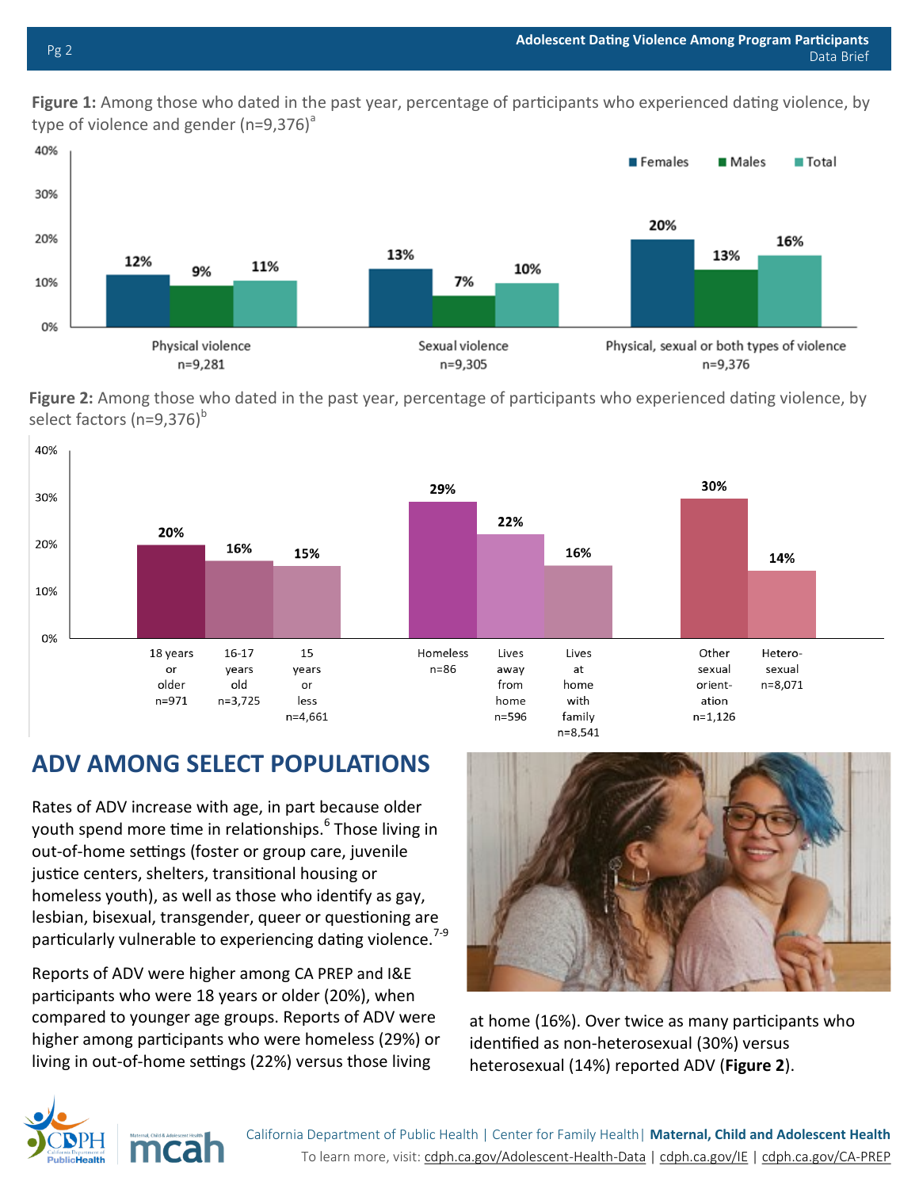**Figure 1:** Among those who dated in the past year, percentage of participants who experienced dating violence, by type of violence and gender (n=9,376)[a]

40%
30%
20%
10%
0%

Females
Males
Total

12%
9%
11%
Physical violence
n=9,281

13%
7%
10%
Sexual violence
n=9,305

20%
13%
16%
Physical, sexual or both types of violence
n=9,376

**Figure 2:** Among those who dated in the past year, percentage of participants who experienced dating violence, by select factors (n=9,376)[b]

40%
30%
20%
10%
0%

20%
18 years or older
n=971

16%
16-17 years old
n=3,725

15%
15 years or less
n=4,661

29%
Homeless
n=86

22%
Lives away from home
n=596

16%
Lives at home with family
n=8,541

30%
Other sexual orientation
n=1,126

14%
Heterosexual
n=8,071

## ADV AMONG SELECT POPULATIONS

Rates of ADV increase with age, in part because older youth spend more time in relationships.[6] Those living in out-of-home settings (foster or group care, juvenile justice centers, shelters, transitional housing or homeless youth), as well as those who identify as gay, lesbian, bisexual, transgender, queer or questioning are particularly vulnerable to experiencing dating violence.[7-9]

Reports of ADV were higher among CA PREP and I&E participants who were 18 years or older (20%), when compared to younger age groups. Reports of ADV were higher among participants who were homeless (29%) or living in out-of-home settings (22%) versus those living at home (16%). Over twice as many participants who identified as non-heterosexual (30%) versus heterosexual (14%) reported ADV (**Figure 2**).

California Department of Public Health | Center for Family Health | **Maternal, Child and Adolescent Health**
To learn more, visit: cdph.ca.gov/Adolescent-Health-Data | cdph.ca.gov/IE | cdph.ca.gov/CA-PREP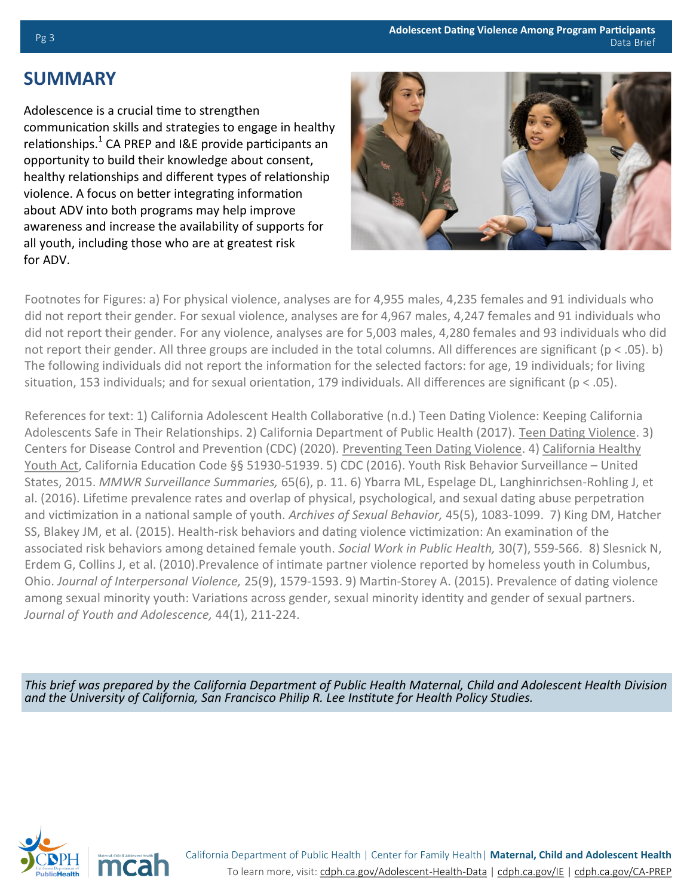## SUMMARY

Adolescence is a crucial time to strengthen communication skills and strategies to engage in healthy relationships.[1] CA PREP and I&E provide participants an opportunity to build their knowledge about consent, healthy relationships and different types of relationship violence. A focus on better integrating information about ADV into both programs may help improve awareness and increase the availability of supports for all youth, including those who are at greatest risk for ADV.

Footnotes for Figures: a) For physical violence, analyses are for 4,955 males, 4,235 females and 91 individuals who did not report their gender. For sexual violence, analyses are for 4,967 males, 4,247 females and 91 individuals who did not report their gender. For any violence, analyses are for 5,003 males, 4,280 females and 93 individuals who did not report their gender. All three groups are included in the total columns. All differences are significant ($p < .05$). b) The following individuals did not report the information for the selected factors: for age, 19 individuals; for living situation, 153 individuals; and for sexual orientation, 179 individuals. All differences are significant ($p < .05$).

References for text: 1) California Adolescent Health Collaborative (n.d.) Teen Dating Violence: Keeping California Adolescents Safe in Their Relationships. 2) California Department of Public Health (2017). Teen Dating Violence. 3) Centers for Disease Control and Prevention (CDC) (2020). Preventing Teen Dating Violence. 4) California Healthy Youth Act, California Education Code §§ 51930-51939. 5) CDC (2016). Youth Risk Behavior Surveillance – United States, 2015. *MMWR Surveillance Summaries,* 65(6), p. 11. 6) Ybarra ML, Espelage DL, Langhinrichsen-Rohling J, et al. (2016). Lifetime prevalence rates and overlap of physical, psychological, and sexual dating abuse perpetration and victimization in a national sample of youth. *Archives of Sexual Behavior,* 45(5), 1083-1099. 7) King DM, Hatcher SS, Blakey JM, et al. (2015). Health-risk behaviors and dating violence victimization: An examination of the associated risk behaviors among detained female youth. *Social Work in Public Health,* 30(7), 559-566. 8) Slesnick N, Erdem G, Collins J, et al. (2010).Prevalence of intimate partner violence reported by homeless youth in Columbus, Ohio. *Journal of Interpersonal Violence,* 25(9), 1579-1593. 9) Martin-Storey A. (2015). Prevalence of dating violence among sexual minority youth: Variations across gender, sexual minority identity and gender of sexual partners. *Journal of Youth and Adolescence,* 44(1), 211-224.

*This brief was prepared by the California Department of Public Health Maternal, Child and Adolescent Health Division and the University of California, San Francisco Philip R. Lee Institute for Health Policy Studies.*

California Department of Public Health | Center for Family Health | **Maternal, Child and Adolescent Health**

To learn more, visit: cdph.ca.gov/Adolescent-Health-Data | cdph.ca.gov/IE | cdph.ca.gov/CA-PREP